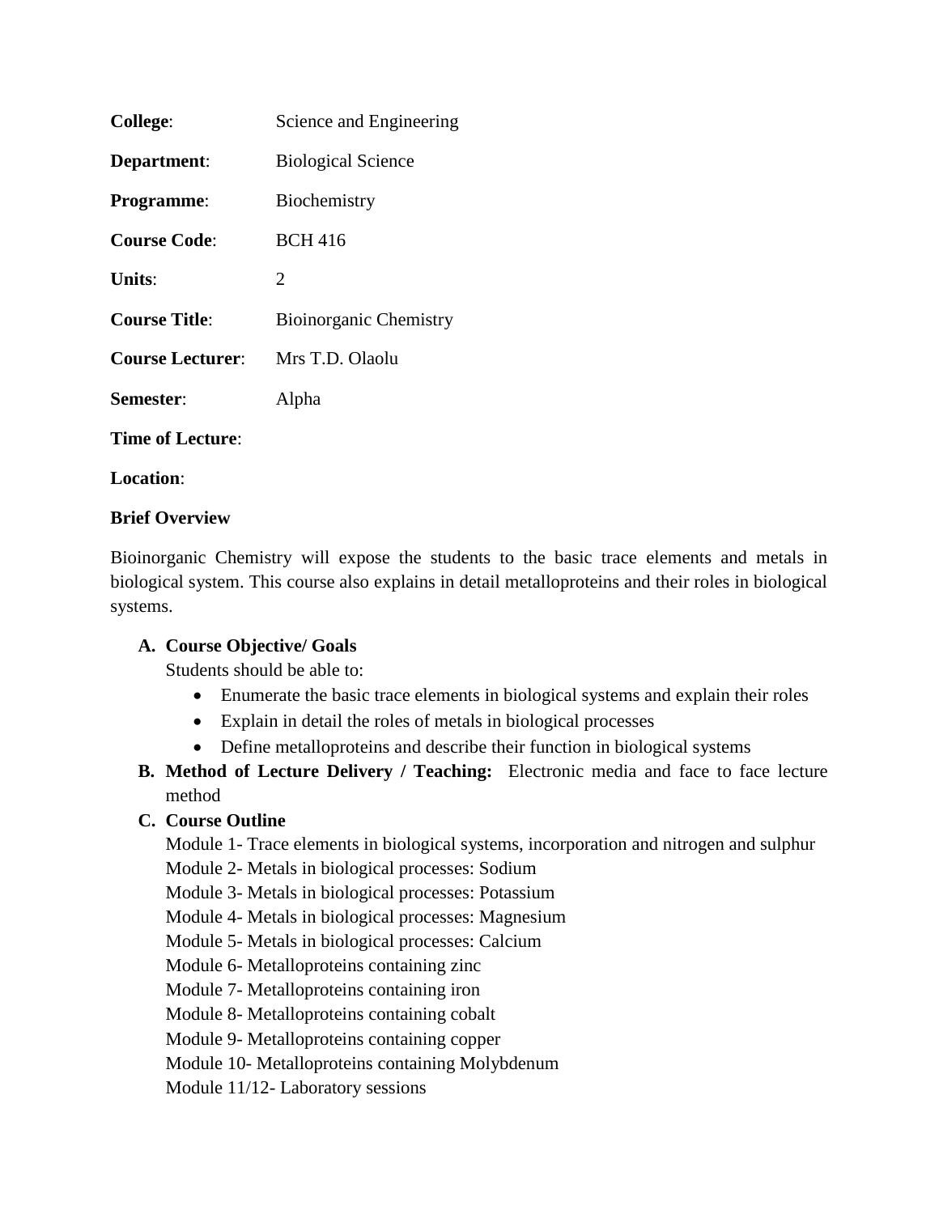**College**: Science and Engineering

**Department**: Biological Science

**Programme**: Biochemistry

**Course Code**: BCH 416

**Units**: 2

**Course Title**: Bioinorganic Chemistry

**Course Lecturer**: Mrs T.D. Olaolu

**Semester**: Alpha

**Time of Lecture**:

**Location**:

**Brief Overview**

Bioinorganic Chemistry will expose the students to the basic trace elements and metals in biological system. This course also explains in detail metalloproteins and their roles in biological systems.

**A. Course Objective/ Goals**

Students should be able to:

- Enumerate the basic trace elements in biological systems and explain their roles
- Explain in detail the roles of metals in biological processes
- Define metalloproteins and describe their function in biological systems

**B. Method of Lecture Delivery / Teaching:** Electronic media and face to face lecture method

**C. Course Outline**

Module 1- Trace elements in biological systems, incorporation and nitrogen and sulphur
Module 2- Metals in biological processes: Sodium
Module 3- Metals in biological processes: Potassium
Module 4- Metals in biological processes: Magnesium
Module 5- Metals in biological processes: Calcium
Module 6- Metalloproteins containing zinc
Module 7- Metalloproteins containing iron
Module 8- Metalloproteins containing cobalt
Module 9- Metalloproteins containing copper
Module 10- Metalloproteins containing Molybdenum
Module 11/12- Laboratory sessions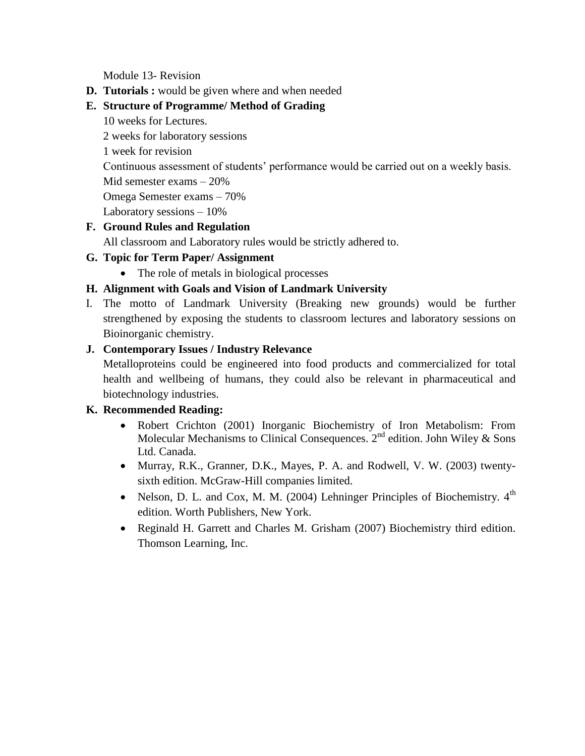Module 13- Revision

**D. Tutorials :** would be given where and when needed

**E. Structure of Programme/ Method of Grading**

10 weeks for Lectures.

2 weeks for laboratory sessions

1 week for revision

Continuous assessment of students' performance would be carried out on a weekly basis.

Mid semester exams – 20%

Omega Semester exams – 70%

Laboratory sessions – 10%

**F. Ground Rules and Regulation**

All classroom and Laboratory rules would be strictly adhered to.

**G. Topic for Term Paper/ Assignment**

- The role of metals in biological processes

**H. Alignment with Goals and Vision of Landmark University**

I. The motto of Landmark University (Breaking new grounds) would be further strengthened by exposing the students to classroom lectures and laboratory sessions on Bioinorganic chemistry.

**J. Contemporary Issues / Industry Relevance**

Metalloproteins could be engineered into food products and commercialized for total health and wellbeing of humans, they could also be relevant in pharmaceutical and biotechnology industries.

**K. Recommended Reading:**

- Robert Crichton (2001) Inorganic Biochemistry of Iron Metabolism: From Molecular Mechanisms to Clinical Consequences. 2nd edition. John Wiley & Sons Ltd. Canada.
- Murray, R.K., Granner, D.K., Mayes, P. A. and Rodwell, V. W. (2003) twenty-sixth edition. McGraw-Hill companies limited.
- Nelson, D. L. and Cox, M. M. (2004) Lehninger Principles of Biochemistry. 4th edition. Worth Publishers, New York.
- Reginald H. Garrett and Charles M. Grisham (2007) Biochemistry third edition. Thomson Learning, Inc.